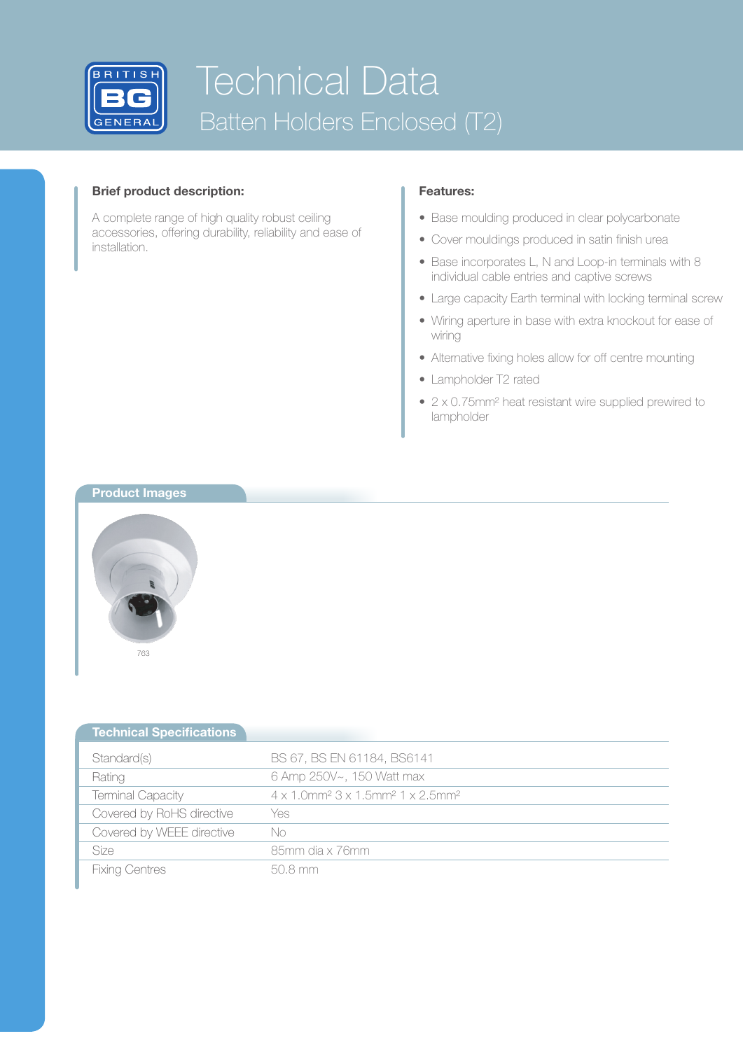# Technical Data

## Batten Holders Enclosed (T2)

### Brief product description:

A complete range of high quality robust ceiling accessories, offering durability, reliability and ease of installation.

### Features:

- Base moulding produced in clear polycarbonate
- Cover mouldings produced in satin finish urea
- Base incorporates L, N and Loop-in terminals with 8 individual cable entries and captive screws
- Large capacity Earth terminal with locking terminal screw
- Wiring aperture in base with extra knockout for ease of wiring
- Alternative fixing holes allow for off centre mounting
- Lampholder T2 rated
- 2 x 0.75mm² heat resistant wire supplied prewired to lampholder

### Product Images

763

### Technical Specifications

| | |
|---|---|
| Standard(s) | BS 67, BS EN 61184, BS6141 |
| Rating | 6 Amp 250V~, 150 Watt max |
| Terminal Capacity | 4 x 1.0mm² 3 x 1.5mm² 1 x 2.5mm² |
| Covered by RoHS directive | Yes |
| Covered by WEEE directive | No |
| Size | 85mm dia x 76mm |
| Fixing Centres | 50.8 mm |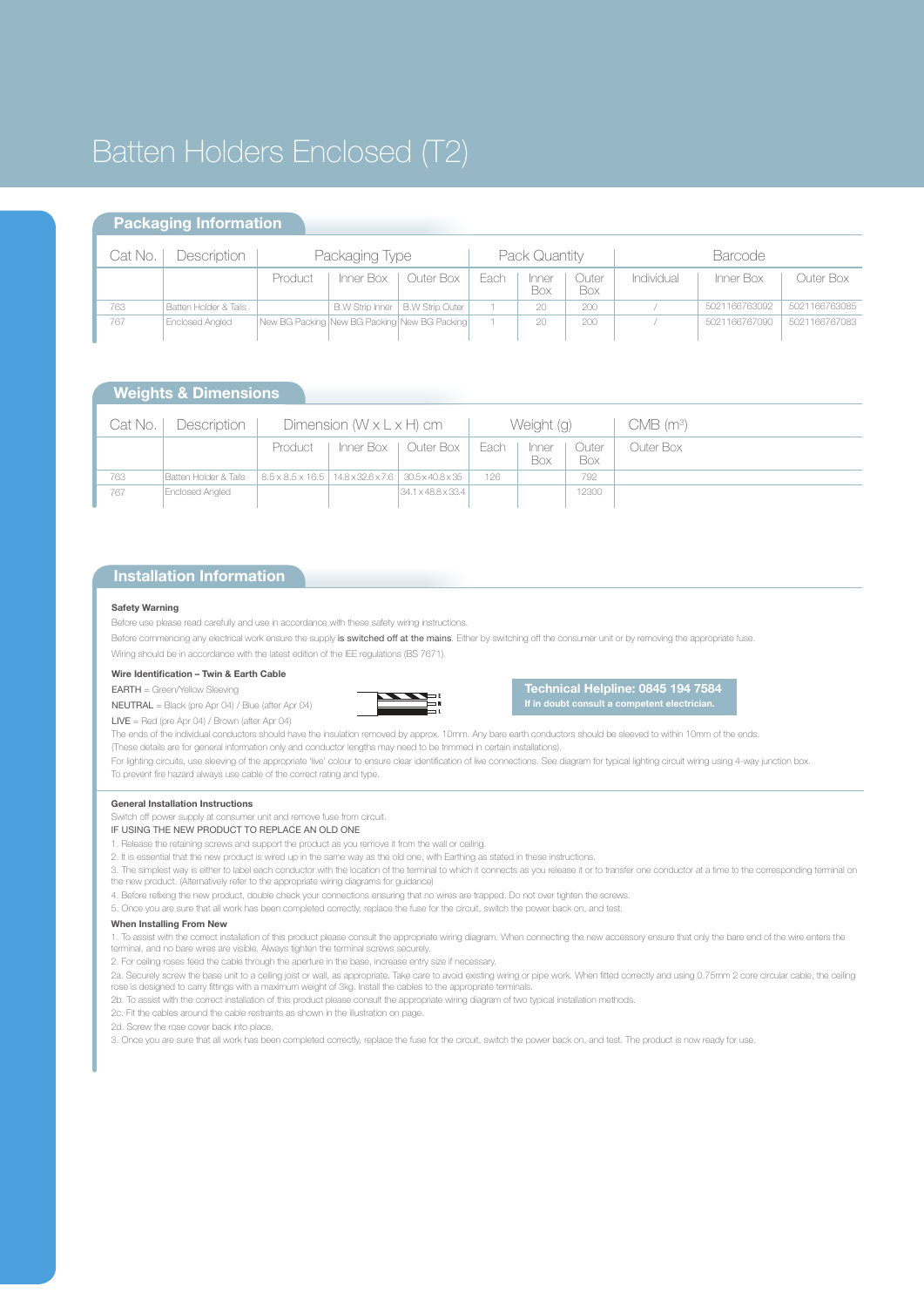# Batten Holders Enclosed (T2)

## Packaging Information

| Cat No. | Description | Packaging Type | | | Pack Quantity | | | Barcode | | |
|---|---|---|---|---|---|---|---|---|---|---|
| | | Product | Inner Box | Outer Box | Each | Inner Box | Outer Box | Individual | Inner Box | Outer Box |
| 763 | Batten Holder & Tails | | B.W Strip Inner | B.W Strip Outer | 1 | 20 | 200 | / | 5021166763092 | 5021166763085 |
| 767 | Enclosed Angled | New BG Packing | New BG Packing | New BG Packing | 1 | 20 | 200 | / | 5021166767090 | 5021166767083 |

## Weights & Dimensions

| Cat No. | Description | Dimension (W x L x H) cm | | | Weight (g) | | | CMB ($m^3$) |
|---|---|---|---|---|---|---|---|---|
| | | Product | Inner Box | Outer Box | Each | Inner Box | Outer Box | Outer Box |
| 763 | Batten Holder & Tails | 8.5 x 8.5 x 16.5 | 14.8 x 32.6 x 7.6 | 30.5 x 40.8 x 35 | 126 | | 792 | |
| 767 | Enclosed Angled | | | 34.1 x 48.8 x 33.4 | | | 12300 | |

## Installation Information

**Safety Warning**

Before use please read carefully and use in accordance with these safety wiring instructions.

Before commencing any electrical work ensure the supply is switched off at the mains. Either by switching off the consumer unit or by removing the appropriate fuse.

Wiring should be in accordance with the latest edition of the IEE regulations (BS 7671).

**Wire Identification – Twin & Earth Cable**

EARTH = Green/Yellow Sleeving

NEUTRAL = Black (pre Apr 04) / Blue (after Apr 04)

LIVE = Red (pre Apr 04) / Brown (after Apr 04)

**Technical Helpline: 0845 194 7584**
**If in doubt consult a competent electrician.**

The ends of the individual conductors should have the insulation removed by approx. 10mm. Any bare earth conductors should be sleeved to within 10mm of the ends.
(These details are for general information only and conductor lengths may need to be trimmed in certain installations).

For lighting circuits, use sleeving of the appropriate 'live' colour to ensure clear identification of live connections. See diagram for typical lighting circuit wiring using 4-way junction box.
To prevent fire hazard always use cable of the correct rating and type.

**General Installation Instructions**

Switch off power supply at consumer unit and remove fuse from circuit.

IF USING THE NEW PRODUCT TO REPLACE AN OLD ONE

1. Release the retaining screws and support the product as you remove it from the wall or ceiling.
2. It is essential that the new product is wired up in the same way as the old one, with Earthing as stated in these instructions.
3. The simplest way is either to label each conductor with the location of the terminal to which it connects as you release it or to transfer one conductor at a time to the corresponding terminal on the new product. (Alternatively refer to the appropriate wiring diagrams for guidance)
4. Before refixing the new product, double check your connections ensuring that no wires are trapped. Do not over tighten the screws.
5. Once you are sure that all work has been completed correctly, replace the fuse for the circuit, switch the power back on, and test.

**When Installing From New**

1. To assist with the correct installation of this product please consult the appropriate wiring diagram. When connecting the new accessory ensure that only the bare end of the wire enters the terminal, and no bare wires are visible. Always tighten the terminal screws securely.
2. For ceiling roses feed the cable through the aperture in the base, increase entry size if necessary.
2a. Securely screw the base unit to a ceiling joist or wall, as appropriate. Take care to avoid existing wiring or pipe work. When fitted correctly and using 0.75mm 2 core circular cable, the ceiling rose is designed to carry fittings with a maximum weight of 3kg. Install the cables to the appropriate terminals.
2b. To assist with the correct installation of this product please consult the appropriate wiring diagram of two typical installation methods.
2c. Fit the cables around the cable restraints as shown in the illustration on page.
2d. Screw the rose cover back into place.
3. Once you are sure that all work has been completed correctly, replace the fuse for the circuit, switch the power back on, and test. The product is now ready for use.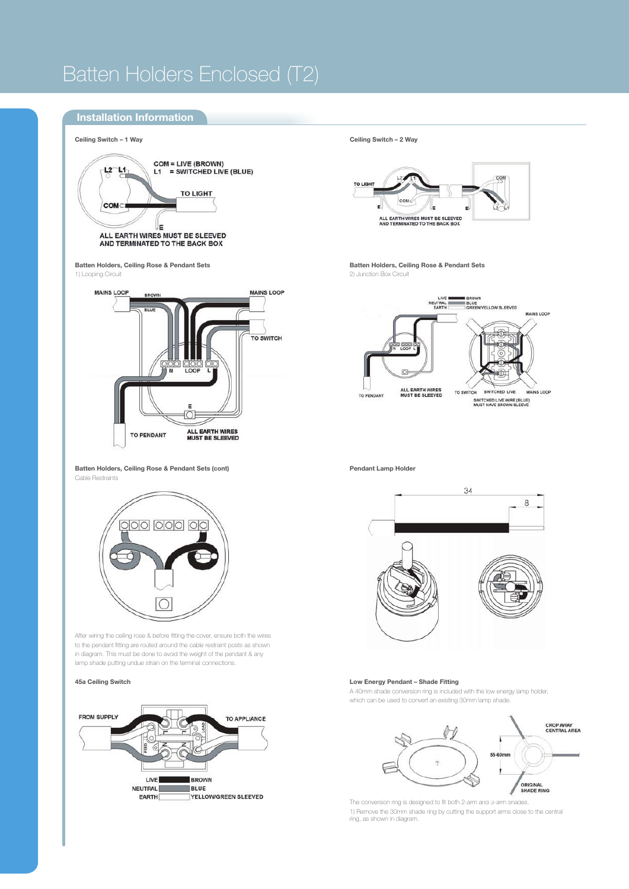# Batten Holders Enclosed (T2)

## Installation Information

**Ceiling Switch – 1 Way**

COM = LIVE (BROWN)
L1 = SWITCHED LIVE (BLUE)

TO LIGHT

ALL EARTH WIRES MUST BE SLEEVED AND TERMINATED TO THE BACK BOX

**Ceiling Switch – 2 Way**

TO LIGHT

ALL EARTH WIRES MUST BE SLEEVED AND TERMINATED TO THE BACK BOX

**Batten Holders, Ceiling Rose & Pendant Sets**

1) Looping Circuit

MAINS LOOP — BROWN — BLUE — MAINS LOOP — TO SWITCH — N — LOOP — L — E — TO PENDANT

ALL EARTH WIRES MUST BE SLEEVED

**Batten Holders, Ceiling Rose & Pendant Sets**

2) Junction Box Circuit

LIVE — BROWN
NEUTRAL — BLUE
EARTH — GREEN/YELLOW SLEEVED

MAINS LOOP — TO PENDANT — ALL EARTH WIRES MUST BE SLEEVED — TO SWITCH — SWITCHED LIVE — MAINS LOOP

SWITCHED LIVE WIRE (BLUE) MUST HAVE BROWN SLEEVE

**Batten Holders, Ceiling Rose & Pendant Sets (cont)**

Cable Restraints

After wiring the ceiling rose & before fitting the cover, ensure both the wires to the pendant fitting are routed around the cable restraint posts as shown in diagram. This must be done to avoid the weight of the pendant & any lamp shade putting undue strain on the terminal connections.

**Pendant Lamp Holder**

34

8

**45a Ceiling Switch**

FROM SUPPLY — TO APPLIANCE

LIVE — BROWN
NEUTRAL — BLUE
EARTH — YELLOW/GREEN SLEEVED

**Low Energy Pendant – Shade Fitting**

A 40mm shade conversion ring is included with the low energy lamp holder, which can be used to convert an existing 30mm lamp shade.

CROP AWAY CENTRAL AREA

55-60mm

ORIGINAL SHADE RING

The conversion ring is designed to fit both 2-arm and 3-arm shades.

1) Remove the 30mm shade ring by cutting the support arms close to the central ring, as shown in diagram.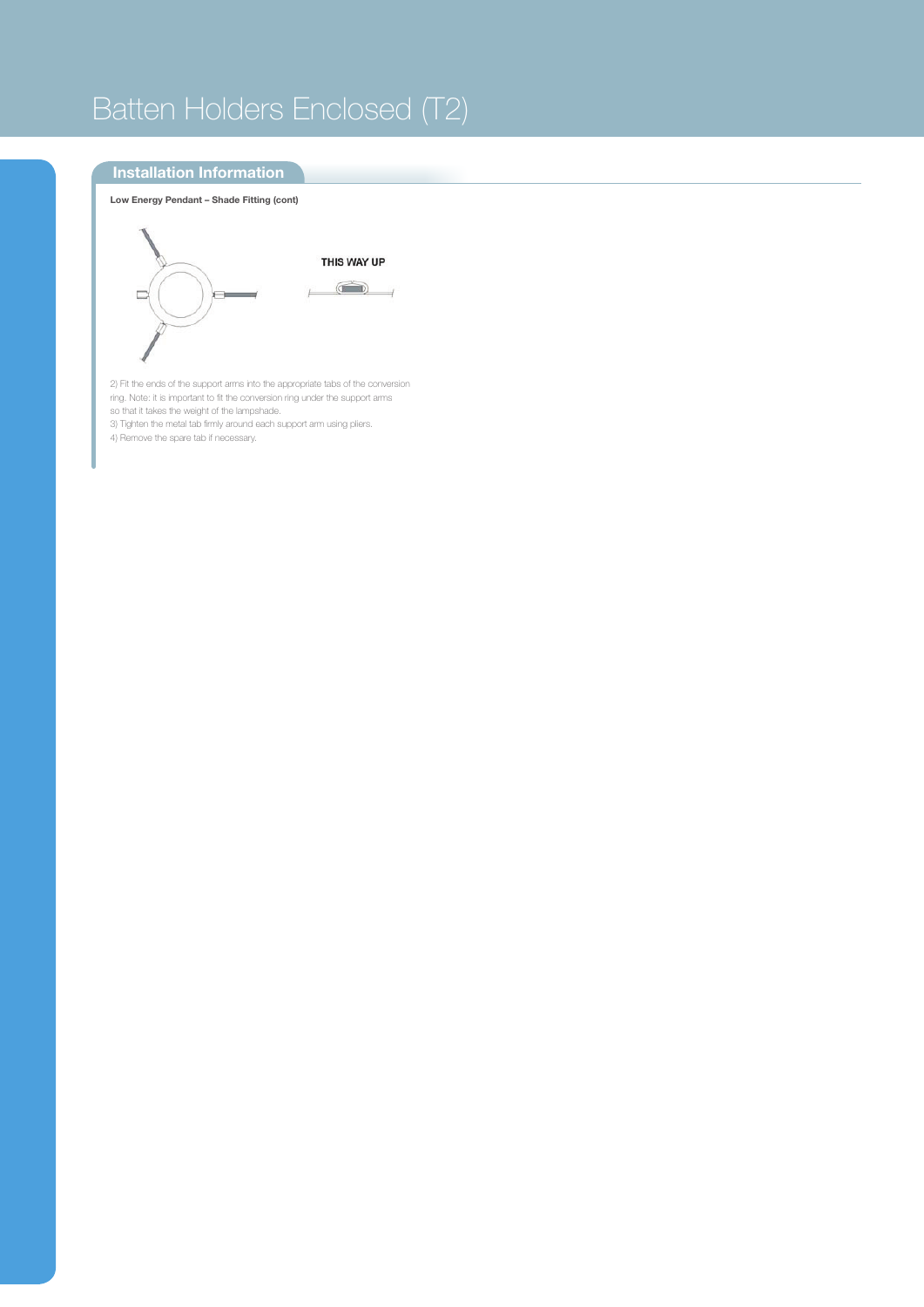# Batten Holders Enclosed (T2)

## Installation Information

**Low Energy Pendant – Shade Fitting (cont)**

THIS WAY UP

2) Fit the ends of the support arms into the appropriate tabs of the conversion ring. Note: it is important to fit the conversion ring under the support arms so that it takes the weight of the lampshade.

3) Tighten the metal tab firmly around each support arm using pliers.

4) Remove the spare tab if necessary.